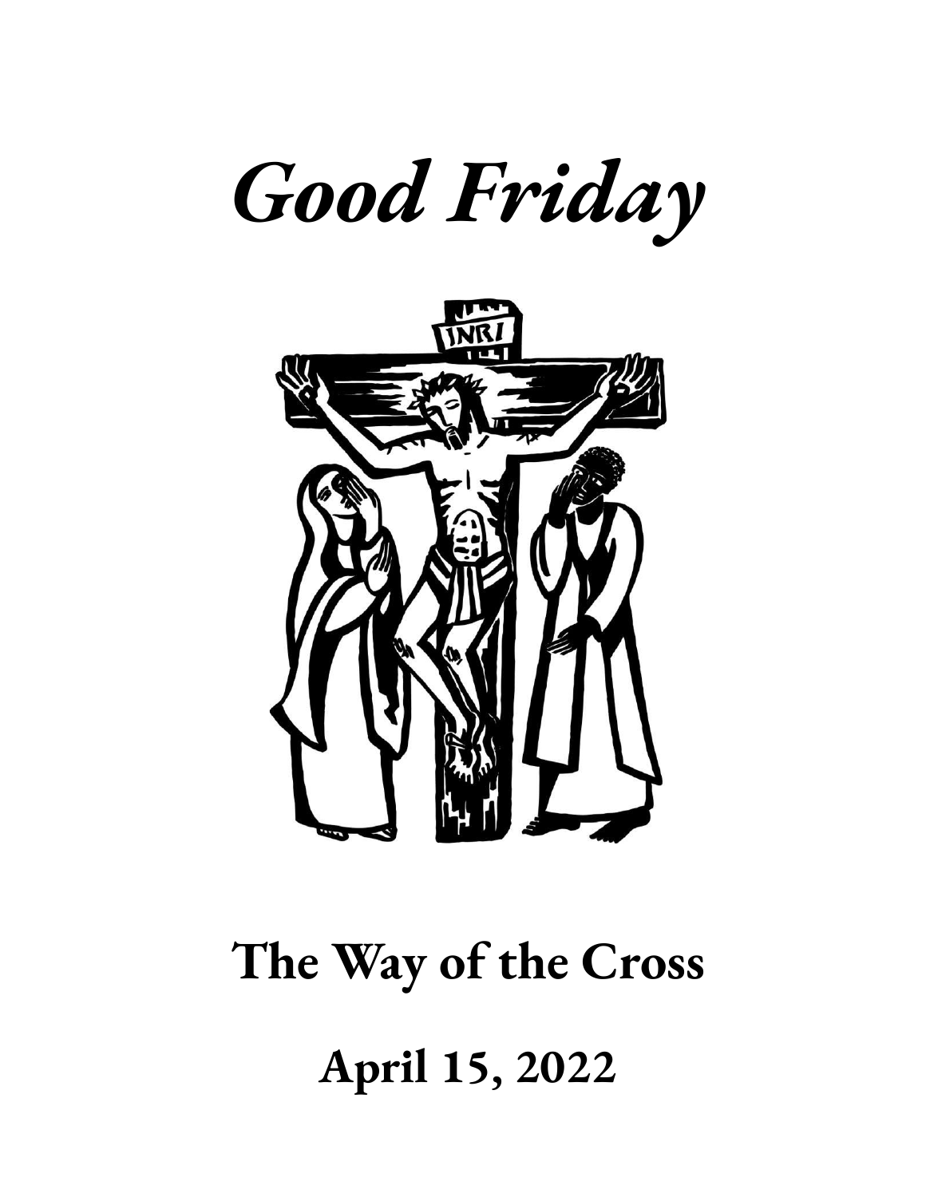# *Good Friday*

## The Way of the Cross

## April 15, 2022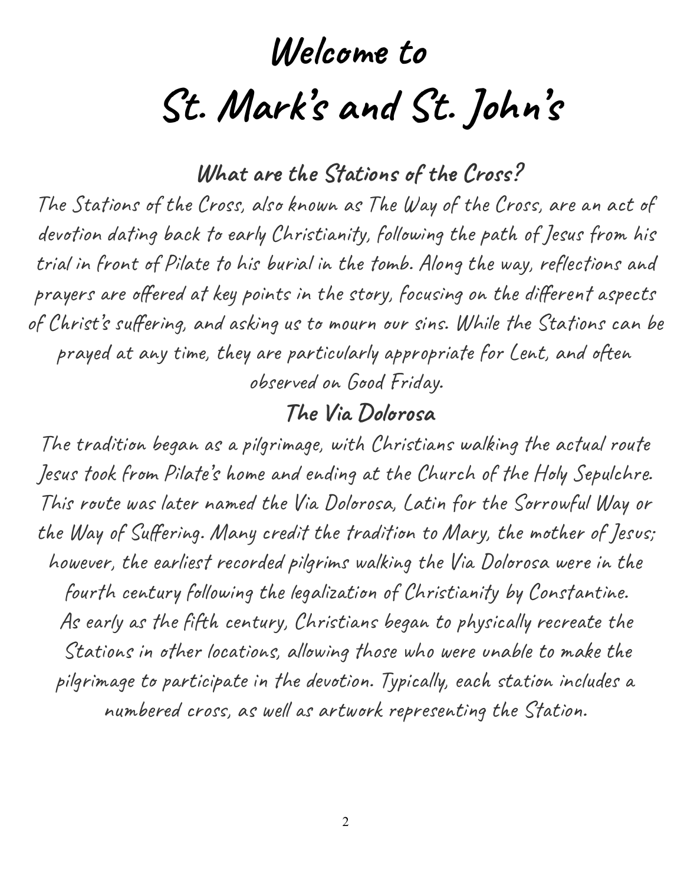# Welcome to St. Mark's and St. John's

## What are the Stations of the Cross?

The Stations of the Cross, also known as The Way of the Cross, are an act of devotion dating back to early Christianity, following the path of Jesus from his trial in front of Pilate to his burial in the tomb. Along the way, reflections and prayers are offered at key points in the story, focusing on the different aspects of Christ's suffering, and asking us to mourn our sins. While the Stations can be prayed at any time, they are particularly appropriate for Lent, and often observed on Good Friday.

## The Via Dolorosa

The tradition began as a pilgrimage, with Christians walking the actual route Jesus took from Pilate's home and ending at the Church of the Holy Sepulchre. This route was later named the Via Dolorosa, Latin for the Sorrowful Way or the Way of Suffering. Many credit the tradition to Mary, the mother of Jesus; however, the earliest recorded pilgrims walking the Via Dolorosa were in the fourth century following the legalization of Christianity by Constantine.

As early as the fifth century, Christians began to physically recreate the Stations in other locations, allowing those who were unable to make the pilgrimage to participate in the devotion. Typically, each station includes a numbered cross, as well as artwork representing the Station.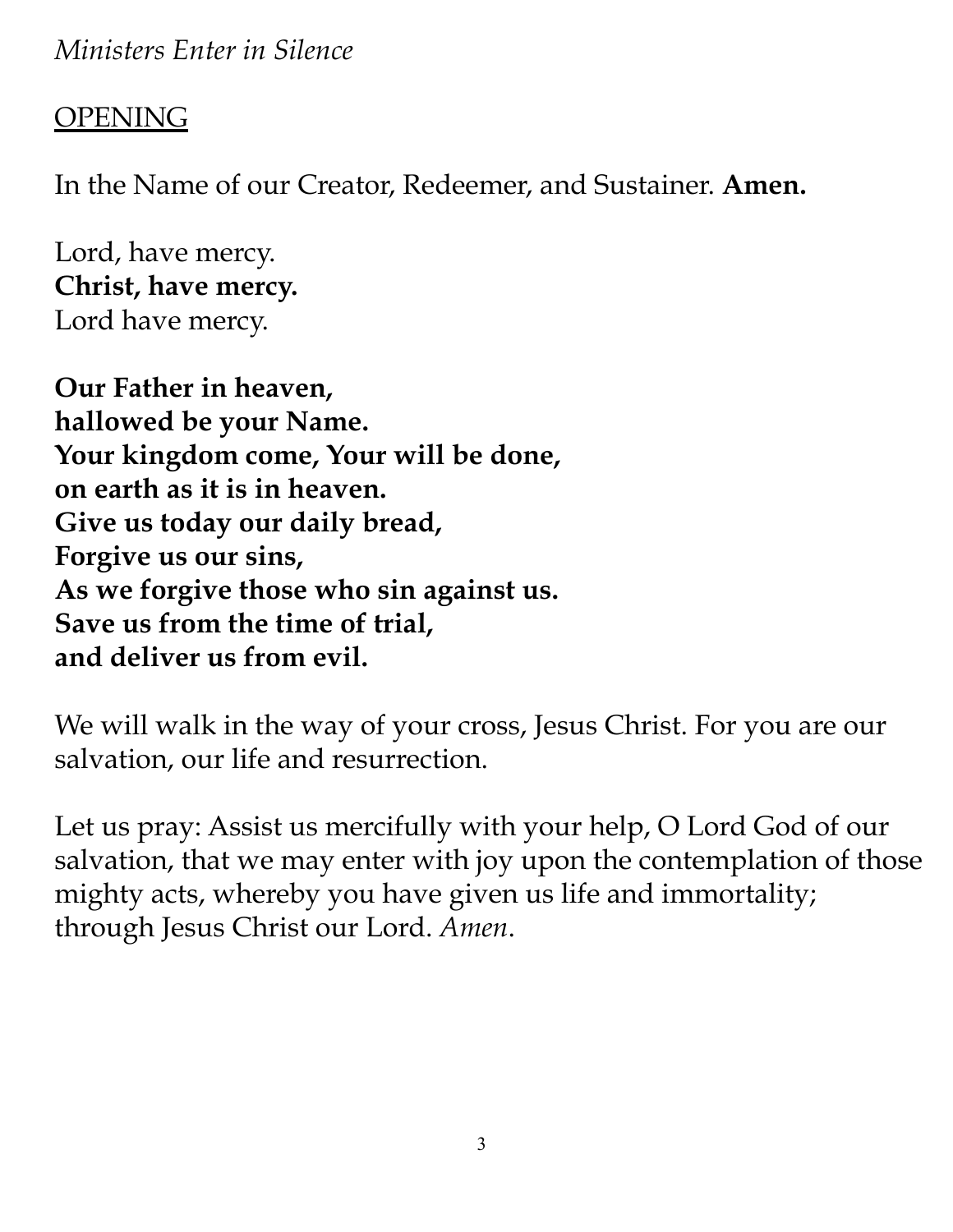*Ministers Enter in Silence*

## OPENING

In the Name of our Creator, Redeemer, and Sustainer. **Amen.**

Lord, have mercy.
**Christ, have mercy.**
Lord have mercy.

**Our Father in heaven,**
**hallowed be your Name.**
**Your kingdom come, Your will be done,**
**on earth as it is in heaven.**
**Give us today our daily bread,**
**Forgive us our sins,**
**As we forgive those who sin against us.**
**Save us from the time of trial,**
**and deliver us from evil.**

We will walk in the way of your cross, Jesus Christ. For you are our salvation, our life and resurrection.

Let us pray: Assist us mercifully with your help, O Lord God of our salvation, that we may enter with joy upon the contemplation of those mighty acts, whereby you have given us life and immortality; through Jesus Christ our Lord. *Amen*.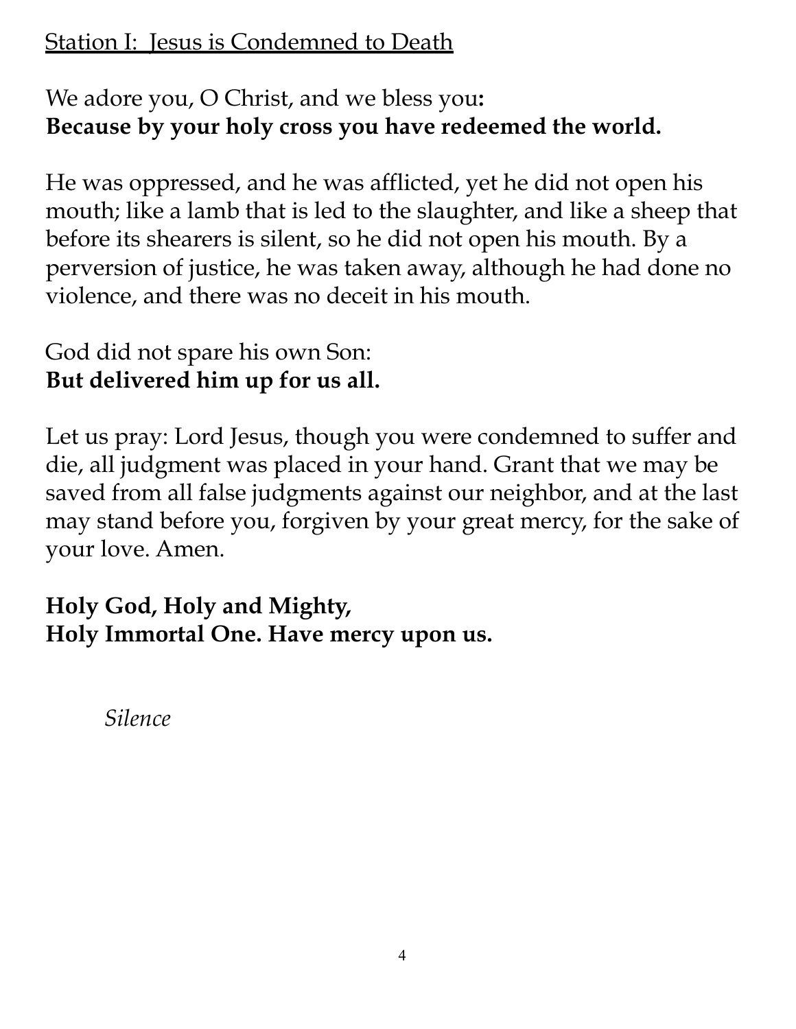## Station I: Jesus is Condemned to Death

We adore you, O Christ, and we bless you**:**
**Because by your holy cross you have redeemed the world.**

He was oppressed, and he was afflicted, yet he did not open his mouth; like a lamb that is led to the slaughter, and like a sheep that before its shearers is silent, so he did not open his mouth. By a perversion of justice, he was taken away, although he had done no violence, and there was no deceit in his mouth.

God did not spare his own Son:
**But delivered him up for us all.**

Let us pray: Lord Jesus, though you were condemned to suffer and die, all judgment was placed in your hand. Grant that we may be saved from all false judgments against our neighbor, and at the last may stand before you, forgiven by your great mercy, for the sake of your love. Amen.

**Holy God, Holy and Mighty,**
**Holy Immortal One. Have mercy upon us.**

*Silence*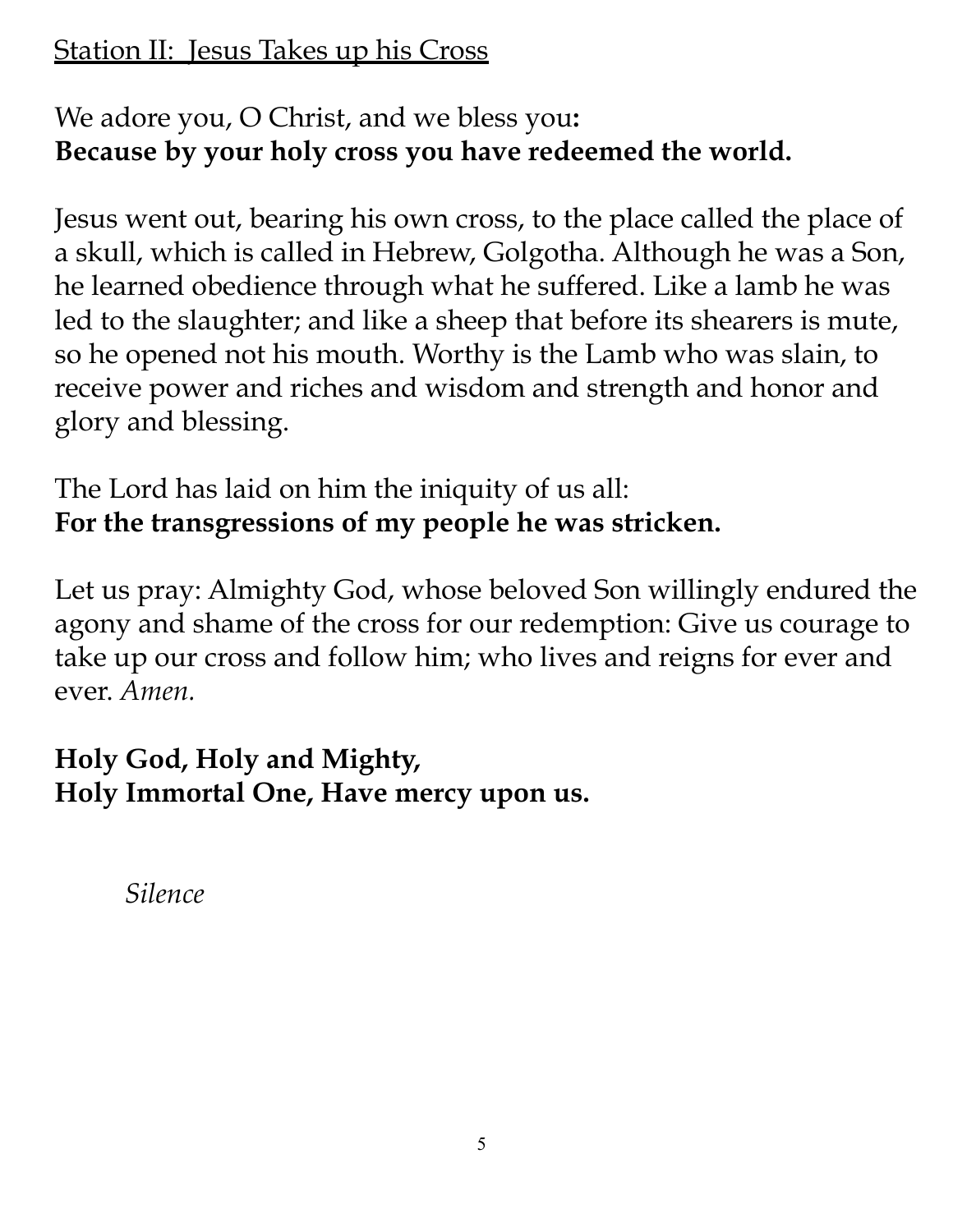## Station II: Jesus Takes up his Cross

We adore you, O Christ, and we bless you**:**
**Because by your holy cross you have redeemed the world.**

Jesus went out, bearing his own cross, to the place called the place of a skull, which is called in Hebrew, Golgotha. Although he was a Son, he learned obedience through what he suffered. Like a lamb he was led to the slaughter; and like a sheep that before its shearers is mute, so he opened not his mouth. Worthy is the Lamb who was slain, to receive power and riches and wisdom and strength and honor and glory and blessing.

The Lord has laid on him the iniquity of us all:
**For the transgressions of my people he was stricken.**

Let us pray: Almighty God, whose beloved Son willingly endured the agony and shame of the cross for our redemption: Give us courage to take up our cross and follow him; who lives and reigns for ever and ever. *Amen.*

**Holy God, Holy and Mighty,**
**Holy Immortal One, Have mercy upon us.**

*Silence*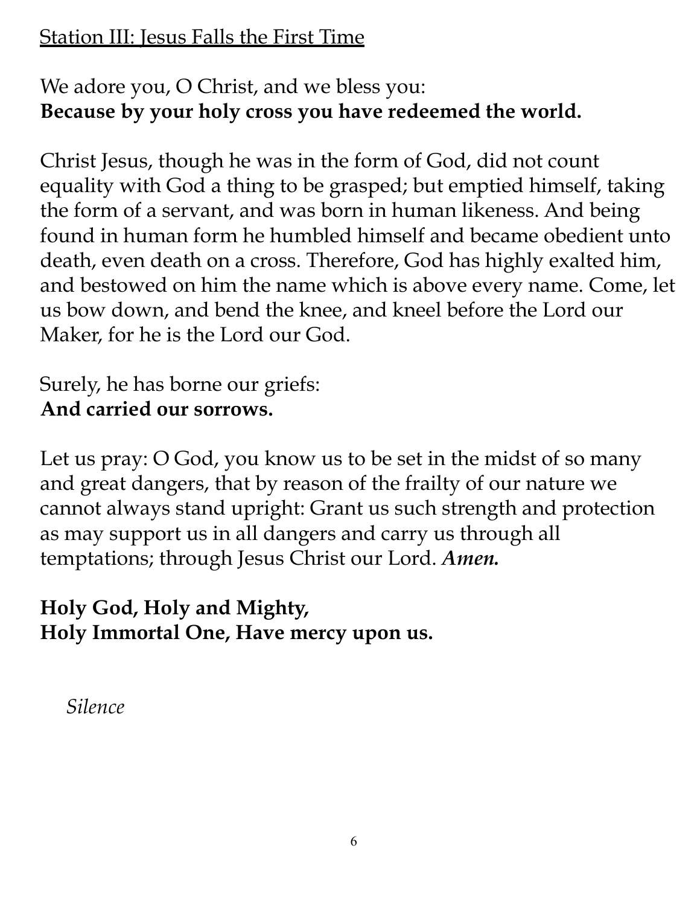## Station III: Jesus Falls the First Time

We adore you, O Christ, and we bless you:
**Because by your holy cross you have redeemed the world.**

Christ Jesus, though he was in the form of God, did not count equality with God a thing to be grasped; but emptied himself, taking the form of a servant, and was born in human likeness. And being found in human form he humbled himself and became obedient unto death, even death on a cross. Therefore, God has highly exalted him, and bestowed on him the name which is above every name. Come, let us bow down, and bend the knee, and kneel before the Lord our Maker, for he is the Lord our God.

Surely, he has borne our griefs:
**And carried our sorrows.**

Let us pray: O God, you know us to be set in the midst of so many and great dangers, that by reason of the frailty of our nature we cannot always stand upright: Grant us such strength and protection as may support us in all dangers and carry us through all temptations; through Jesus Christ our Lord. ***Amen.***

**Holy God, Holy and Mighty,**
**Holy Immortal One, Have mercy upon us.**

*Silence*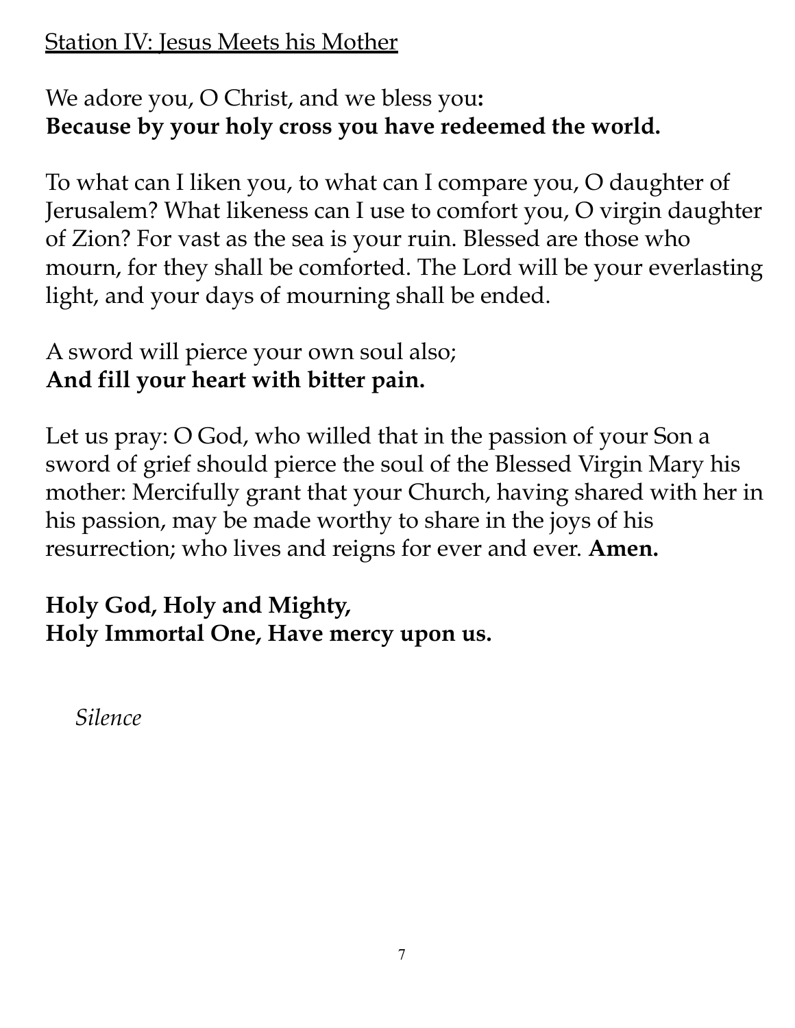## Station IV: Jesus Meets his Mother

We adore you, O Christ, and we bless you:
**Because by your holy cross you have redeemed the world.**

To what can I liken you, to what can I compare you, O daughter of Jerusalem? What likeness can I use to comfort you, O virgin daughter of Zion? For vast as the sea is your ruin. Blessed are those who mourn, for they shall be comforted. The Lord will be your everlasting light, and your days of mourning shall be ended.

A sword will pierce your own soul also;
**And fill your heart with bitter pain.**

Let us pray: O God, who willed that in the passion of your Son a sword of grief should pierce the soul of the Blessed Virgin Mary his mother: Mercifully grant that your Church, having shared with her in his passion, may be made worthy to share in the joys of his resurrection; who lives and reigns for ever and ever. **Amen.**

**Holy God, Holy and Mighty,**
**Holy Immortal One, Have mercy upon us.**

*Silence*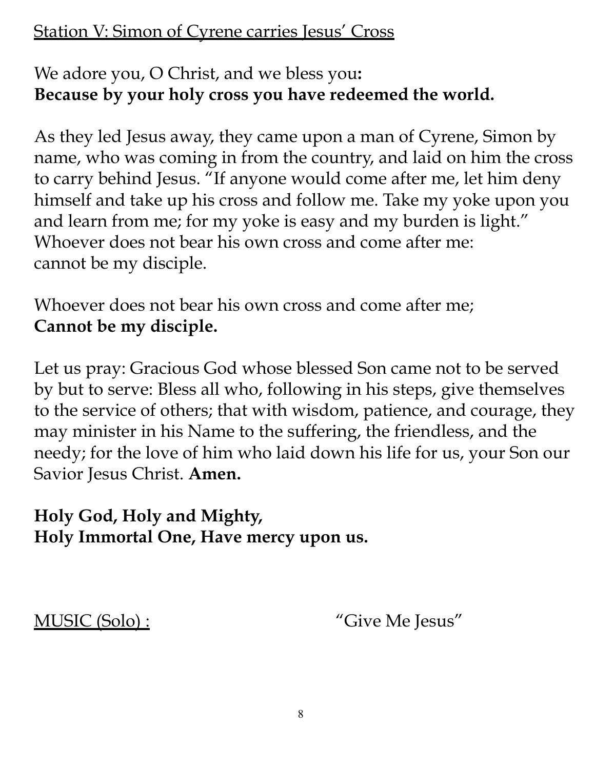## Station V: Simon of Cyrene carries Jesus' Cross

We adore you, O Christ, and we bless you**:**
**Because by your holy cross you have redeemed the world.**

As they led Jesus away, they came upon a man of Cyrene, Simon by name, who was coming in from the country, and laid on him the cross to carry behind Jesus. "If anyone would come after me, let him deny himself and take up his cross and follow me. Take my yoke upon you and learn from me; for my yoke is easy and my burden is light." Whoever does not bear his own cross and come after me:
cannot be my disciple.

Whoever does not bear his own cross and come after me;
**Cannot be my disciple.**

Let us pray: Gracious God whose blessed Son came not to be served by but to serve: Bless all who, following in his steps, give themselves to the service of others; that with wisdom, patience, and courage, they may minister in his Name to the suffering, the friendless, and the needy; for the love of him who laid down his life for us, your Son our Savior Jesus Christ. **Amen.**

**Holy God, Holy and Mighty,**
**Holy Immortal One, Have mercy upon us.**

MUSIC (Solo) : "Give Me Jesus"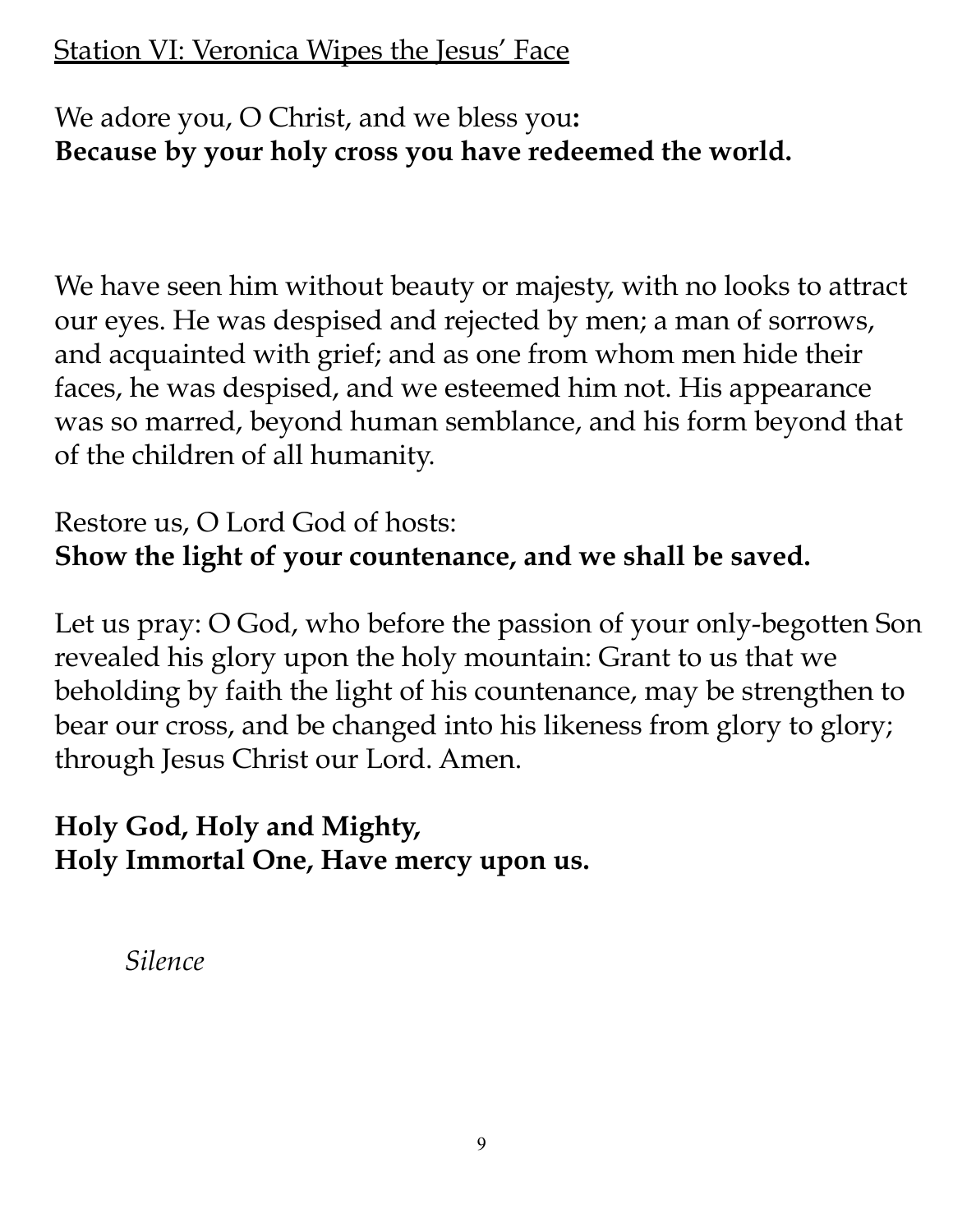## Station VI: Veronica Wipes the Jesus' Face

We adore you, O Christ, and we bless you**:**
**Because by your holy cross you have redeemed the world.**

We have seen him without beauty or majesty, with no looks to attract our eyes. He was despised and rejected by men; a man of sorrows, and acquainted with grief; and as one from whom men hide their faces, he was despised, and we esteemed him not. His appearance was so marred, beyond human semblance, and his form beyond that of the children of all humanity.

Restore us, O Lord God of hosts:
**Show the light of your countenance, and we shall be saved.**

Let us pray: O God, who before the passion of your only-begotten Son revealed his glory upon the holy mountain: Grant to us that we beholding by faith the light of his countenance, may be strengthen to bear our cross, and be changed into his likeness from glory to glory; through Jesus Christ our Lord. Amen.

**Holy God, Holy and Mighty,**
**Holy Immortal One, Have mercy upon us.**

*Silence*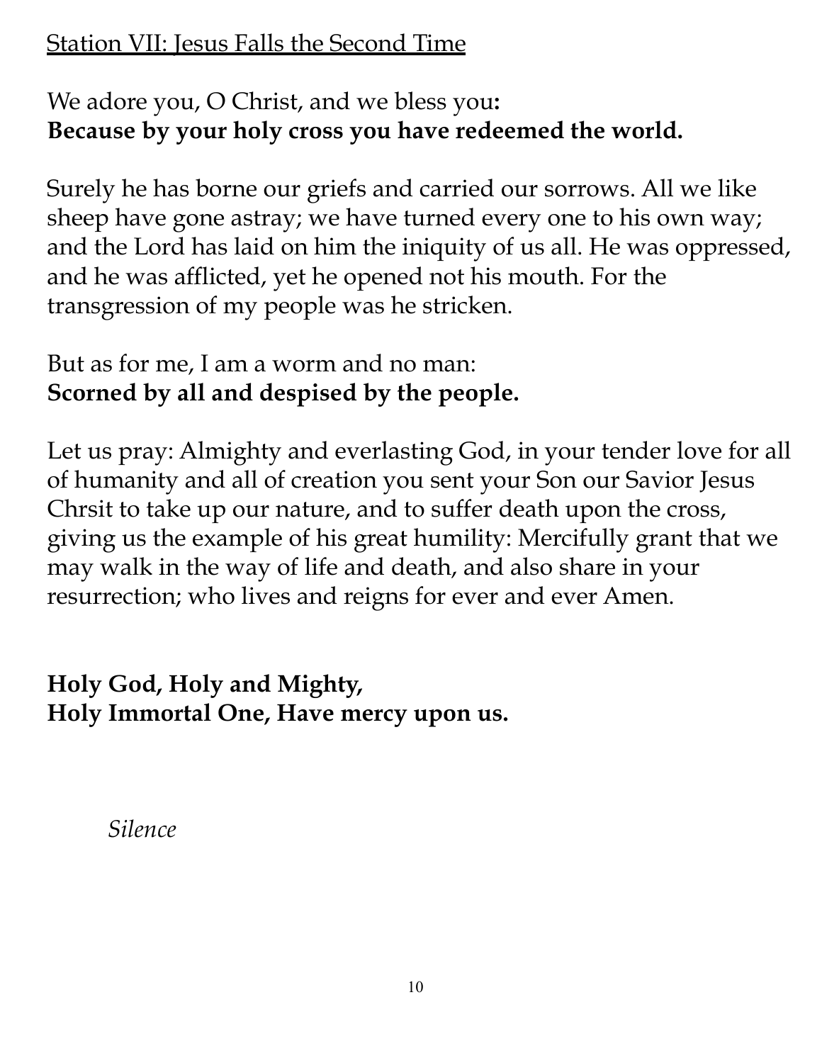Station VII: Jesus Falls the Second Time

We adore you, O Christ, and we bless you**:**
**Because by your holy cross you have redeemed the world.**

Surely he has borne our griefs and carried our sorrows. All we like sheep have gone astray; we have turned every one to his own way; and the Lord has laid on him the iniquity of us all. He was oppressed, and he was afflicted, yet he opened not his mouth. For the transgression of my people was he stricken.

But as for me, I am a worm and no man:
**Scorned by all and despised by the people.**

Let us pray: Almighty and everlasting God, in your tender love for all of humanity and all of creation you sent your Son our Savior Jesus Chrsit to take up our nature, and to suffer death upon the cross, giving us the example of his great humility: Mercifully grant that we may walk in the way of life and death, and also share in your resurrection; who lives and reigns for ever and ever Amen.

**Holy God, Holy and Mighty,**
**Holy Immortal One, Have mercy upon us.**

*Silence*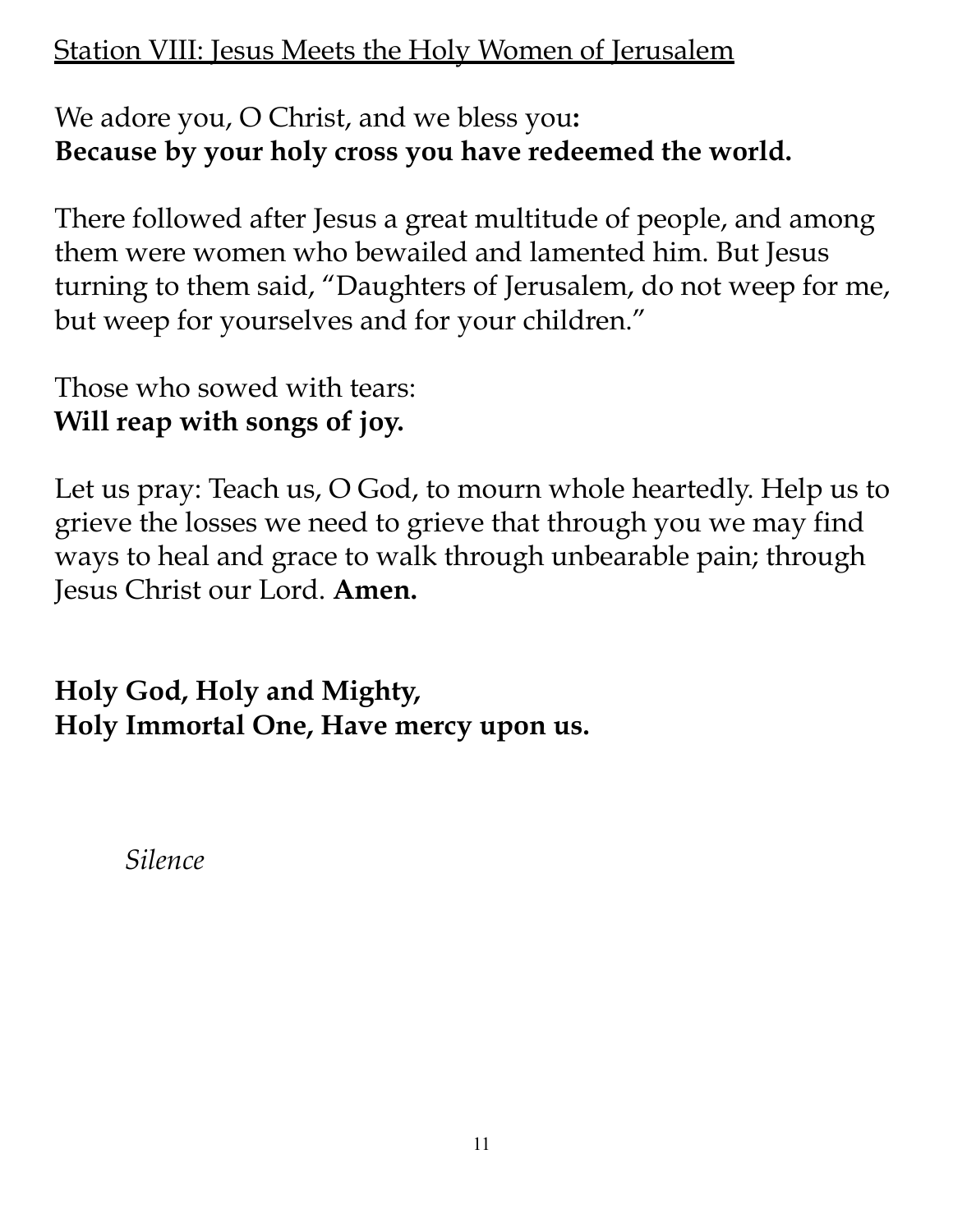## Station VIII: Jesus Meets the Holy Women of Jerusalem

We adore you, O Christ, and we bless you**:**
**Because by your holy cross you have redeemed the world.**

There followed after Jesus a great multitude of people, and among them were women who bewailed and lamented him. But Jesus turning to them said, "Daughters of Jerusalem, do not weep for me, but weep for yourselves and for your children."

Those who sowed with tears:
**Will reap with songs of joy.**

Let us pray: Teach us, O God, to mourn whole heartedly. Help us to grieve the losses we need to grieve that through you we may find ways to heal and grace to walk through unbearable pain; through Jesus Christ our Lord. **Amen.**

**Holy God, Holy and Mighty,**
**Holy Immortal One, Have mercy upon us.**

*Silence*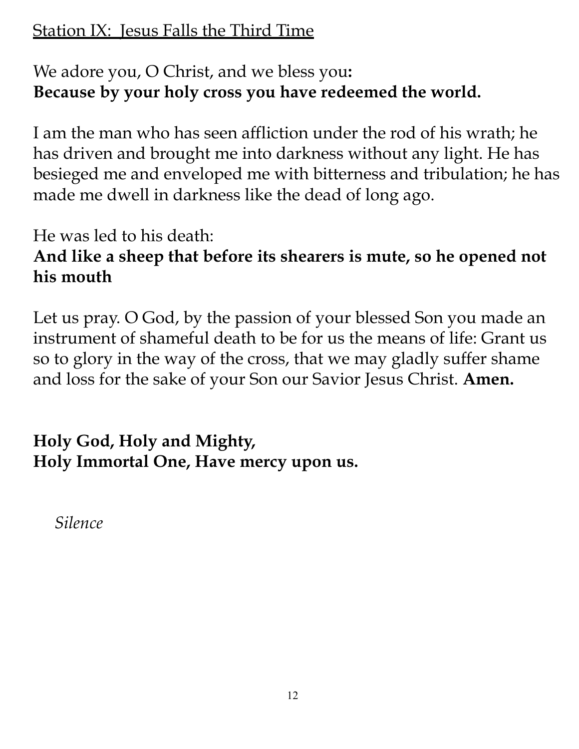## Station IX: Jesus Falls the Third Time

We adore you, O Christ, and we bless you**:**
**Because by your holy cross you have redeemed the world.**

I am the man who has seen affliction under the rod of his wrath; he has driven and brought me into darkness without any light. He has besieged me and enveloped me with bitterness and tribulation; he has made me dwell in darkness like the dead of long ago.

He was led to his death:
**And like a sheep that before its shearers is mute, so he opened not his mouth**

Let us pray. O God, by the passion of your blessed Son you made an instrument of shameful death to be for us the means of life: Grant us so to glory in the way of the cross, that we may gladly suffer shame and loss for the sake of your Son our Savior Jesus Christ. **Amen.**

**Holy God, Holy and Mighty,**
**Holy Immortal One, Have mercy upon us.**

*Silence*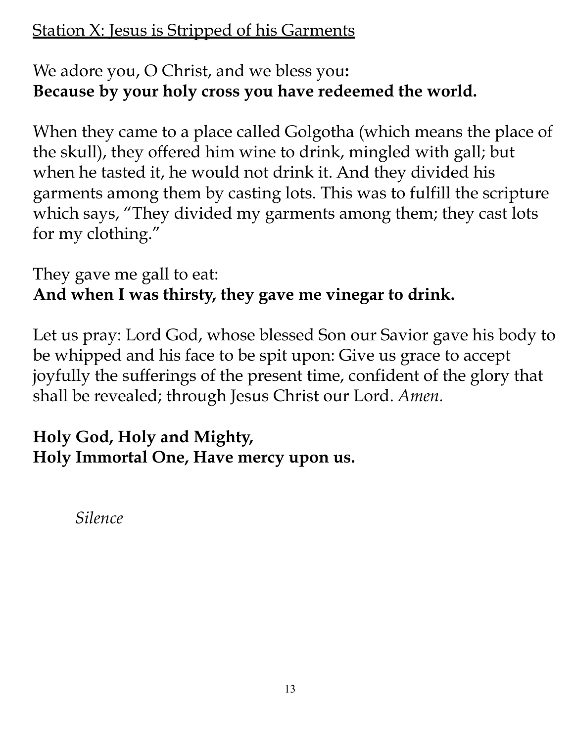Station X: Jesus is Stripped of his Garments

We adore you, O Christ, and we bless you**:**
**Because by your holy cross you have redeemed the world.**

When they came to a place called Golgotha (which means the place of the skull), they offered him wine to drink, mingled with gall; but when he tasted it, he would not drink it. And they divided his garments among them by casting lots. This was to fulfill the scripture which says, "They divided my garments among them; they cast lots for my clothing."

They gave me gall to eat:
**And when I was thirsty, they gave me vinegar to drink.**

Let us pray: Lord God, whose blessed Son our Savior gave his body to be whipped and his face to be spit upon: Give us grace to accept joyfully the sufferings of the present time, confident of the glory that shall be revealed; through Jesus Christ our Lord. *Amen.*

**Holy God, Holy and Mighty,**
**Holy Immortal One, Have mercy upon us.**

*Silence*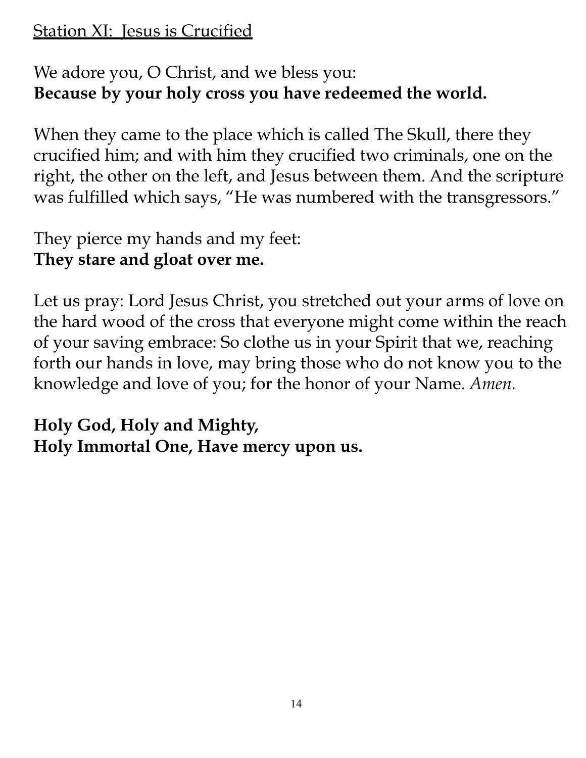## Station XI: Jesus is Crucified

We adore you, O Christ, and we bless you:
**Because by your holy cross you have redeemed the world.**

When they came to the place which is called The Skull, there they crucified him; and with him they crucified two criminals, one on the right, the other on the left, and Jesus between them. And the scripture was fulfilled which says, "He was numbered with the transgressors."

They pierce my hands and my feet:
**They stare and gloat over me.**

Let us pray: Lord Jesus Christ, you stretched out your arms of love on the hard wood of the cross that everyone might come within the reach of your saving embrace: So clothe us in your Spirit that we, reaching forth our hands in love, may bring those who do not know you to the knowledge and love of you; for the honor of your Name. *Amen.*

**Holy God, Holy and Mighty,**
**Holy Immortal One, Have mercy upon us.**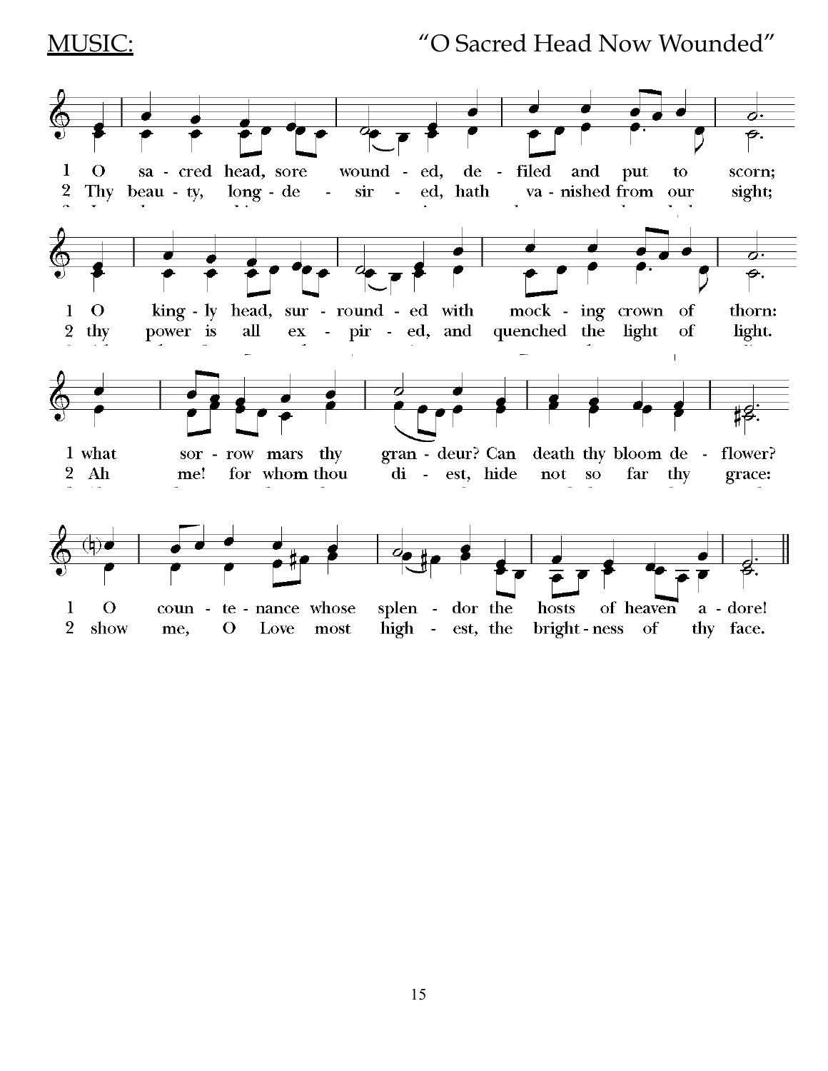MUSIC: "O Sacred Head Now Wounded"

1 O sa - cred head, sore wound - ed, de - filed and put to scorn;
2 Thy beau - ty, long - de - sir - ed, hath va - nished from our sight;

1 O king - ly head, sur - round - ed with mock - ing crown of thorn:
2 thy power is all ex - pir - ed, and quenched the light of light.

1 what sor - row mars thy gran - deur? Can death thy bloom de - flower?
2 Ah me! for whom thou di - est, hide not so far thy grace:

1 O coun - te - nance whose splen - dor the hosts of heaven a - dore!
2 show me, O Love most high - est, the bright - ness of thy face.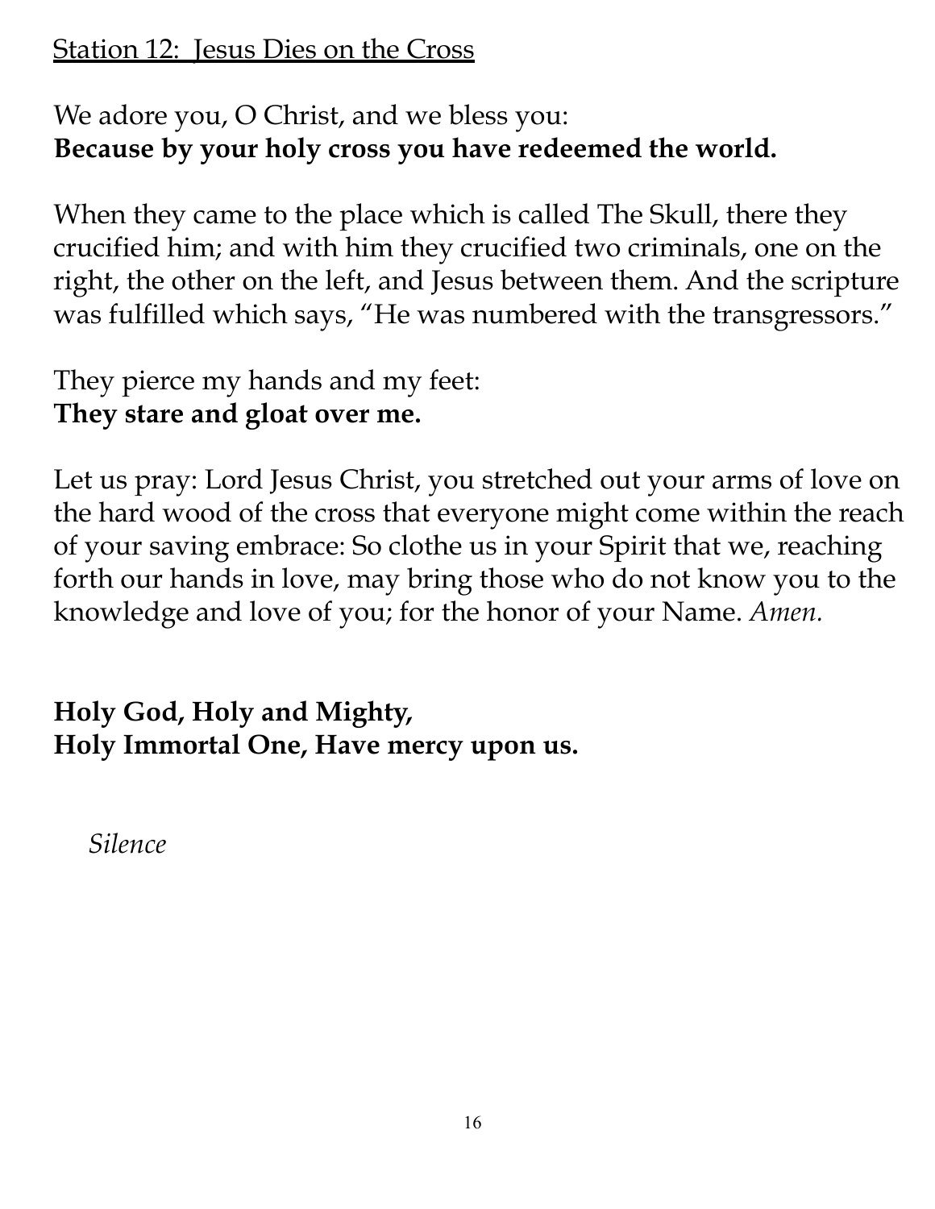## Station 12: Jesus Dies on the Cross

We adore you, O Christ, and we bless you:
**Because by your holy cross you have redeemed the world.**

When they came to the place which is called The Skull, there they crucified him; and with him they crucified two criminals, one on the right, the other on the left, and Jesus between them. And the scripture was fulfilled which says, “He was numbered with the transgressors.”

They pierce my hands and my feet:
**They stare and gloat over me.**

Let us pray: Lord Jesus Christ, you stretched out your arms of love on the hard wood of the cross that everyone might come within the reach of your saving embrace: So clothe us in your Spirit that we, reaching forth our hands in love, may bring those who do not know you to the knowledge and love of you; for the honor of your Name. *Amen.*

**Holy God, Holy and Mighty,**
**Holy Immortal One, Have mercy upon us.**

*Silence*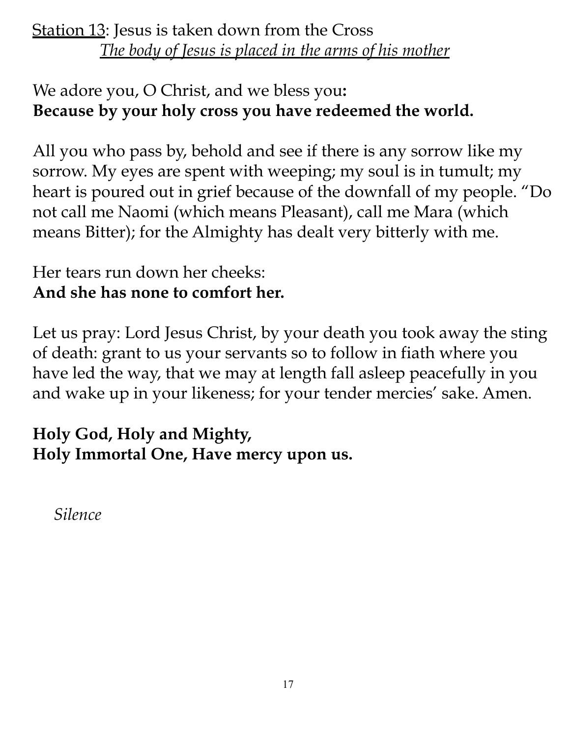Station 13: Jesus is taken down from the Cross
*The body of Jesus is placed in the arms of his mother*

We adore you, O Christ, and we bless you**:**
**Because by your holy cross you have redeemed the world.**

All you who pass by, behold and see if there is any sorrow like my sorrow. My eyes are spent with weeping; my soul is in tumult; my heart is poured out in grief because of the downfall of my people. "Do not call me Naomi (which means Pleasant), call me Mara (which means Bitter); for the Almighty has dealt very bitterly with me.

Her tears run down her cheeks:
**And she has none to comfort her.**

Let us pray: Lord Jesus Christ, by your death you took away the sting of death: grant to us your servants so to follow in fiath where you have led the way, that we may at length fall asleep peacefully in you and wake up in your likeness; for your tender mercies' sake. Amen.

**Holy God, Holy and Mighty,**
**Holy Immortal One, Have mercy upon us.**

*Silence*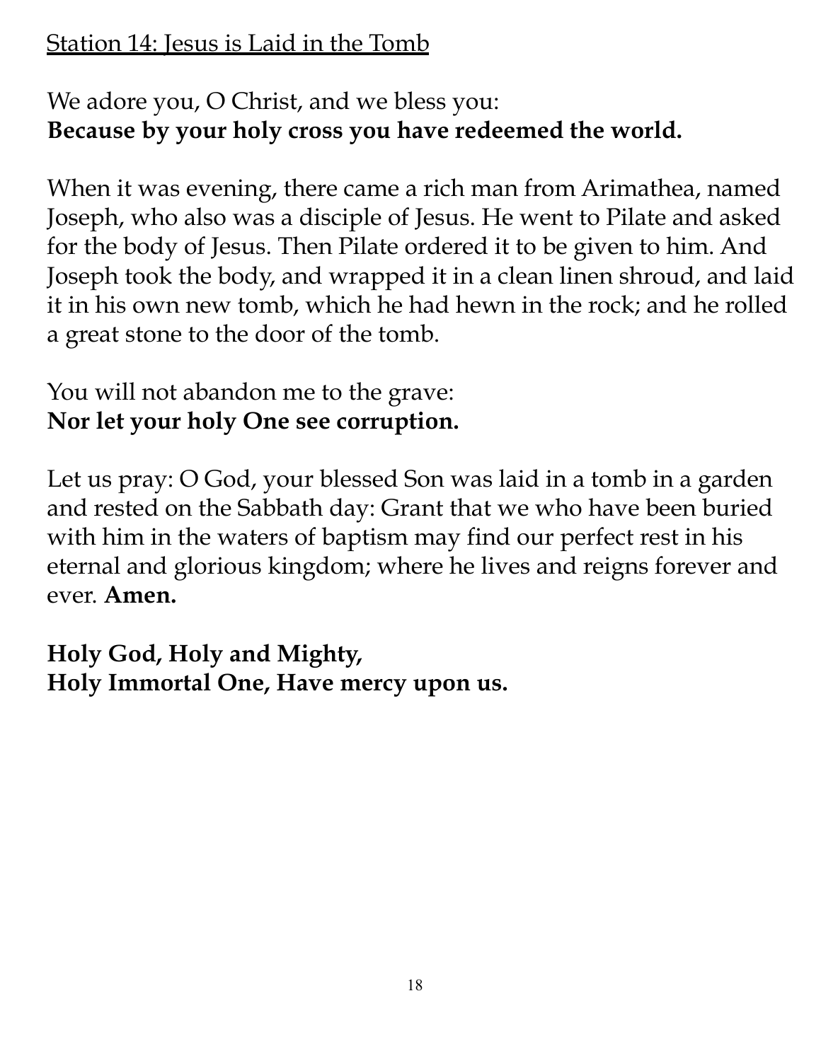## Station 14: Jesus is Laid in the Tomb

We adore you, O Christ, and we bless you:
**Because by your holy cross you have redeemed the world.**

When it was evening, there came a rich man from Arimathea, named Joseph, who also was a disciple of Jesus. He went to Pilate and asked for the body of Jesus. Then Pilate ordered it to be given to him. And Joseph took the body, and wrapped it in a clean linen shroud, and laid it in his own new tomb, which he had hewn in the rock; and he rolled a great stone to the door of the tomb.

You will not abandon me to the grave:
**Nor let your holy One see corruption.**

Let us pray: O God, your blessed Son was laid in a tomb in a garden and rested on the Sabbath day: Grant that we who have been buried with him in the waters of baptism may find our perfect rest in his eternal and glorious kingdom; where he lives and reigns forever and ever. **Amen.**

**Holy God, Holy and Mighty,**
**Holy Immortal One, Have mercy upon us.**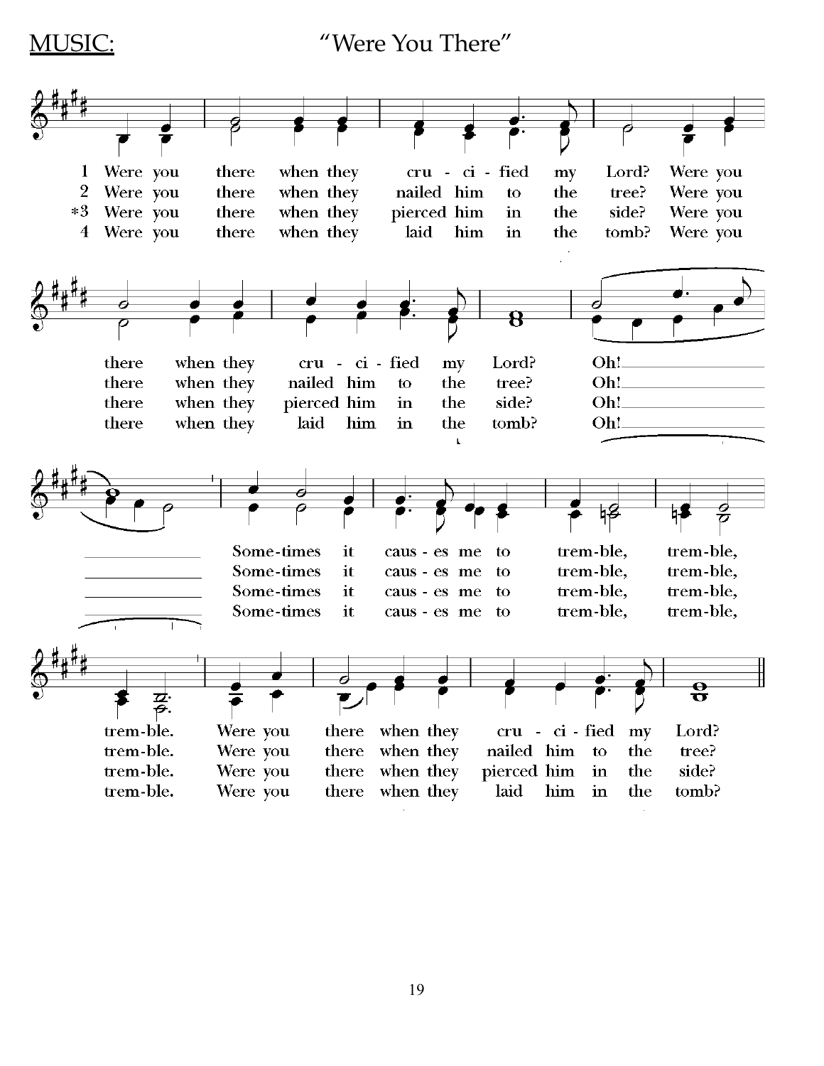MUSIC: "Were You There"

1 Were you there when they cru - ci - fied my Lord? Were you there when they cru - ci - fied my Lord? Oh! Some-times it caus - es me to trem-ble, trem-ble, trem-ble. Were you there when they cru - ci - fied my Lord?

2 Were you there when they nailed him to the tree? Were you there when they nailed him to the tree? Oh! Some-times it caus - es me to trem-ble, trem-ble, trem-ble. Were you there when they nailed him to the tree?

*3 Were you there when they pierced him in the side? Were you there when they pierced him in the side? Oh! Some-times it caus - es me to trem-ble, trem-ble, trem-ble. Were you there when they pierced him in the side?

4 Were you there when they laid him in the tomb? Were you there when they laid him in the tomb? Oh! Some-times it caus - es me to trem-ble, trem-ble, trem-ble. Were you there when they laid him in the tomb?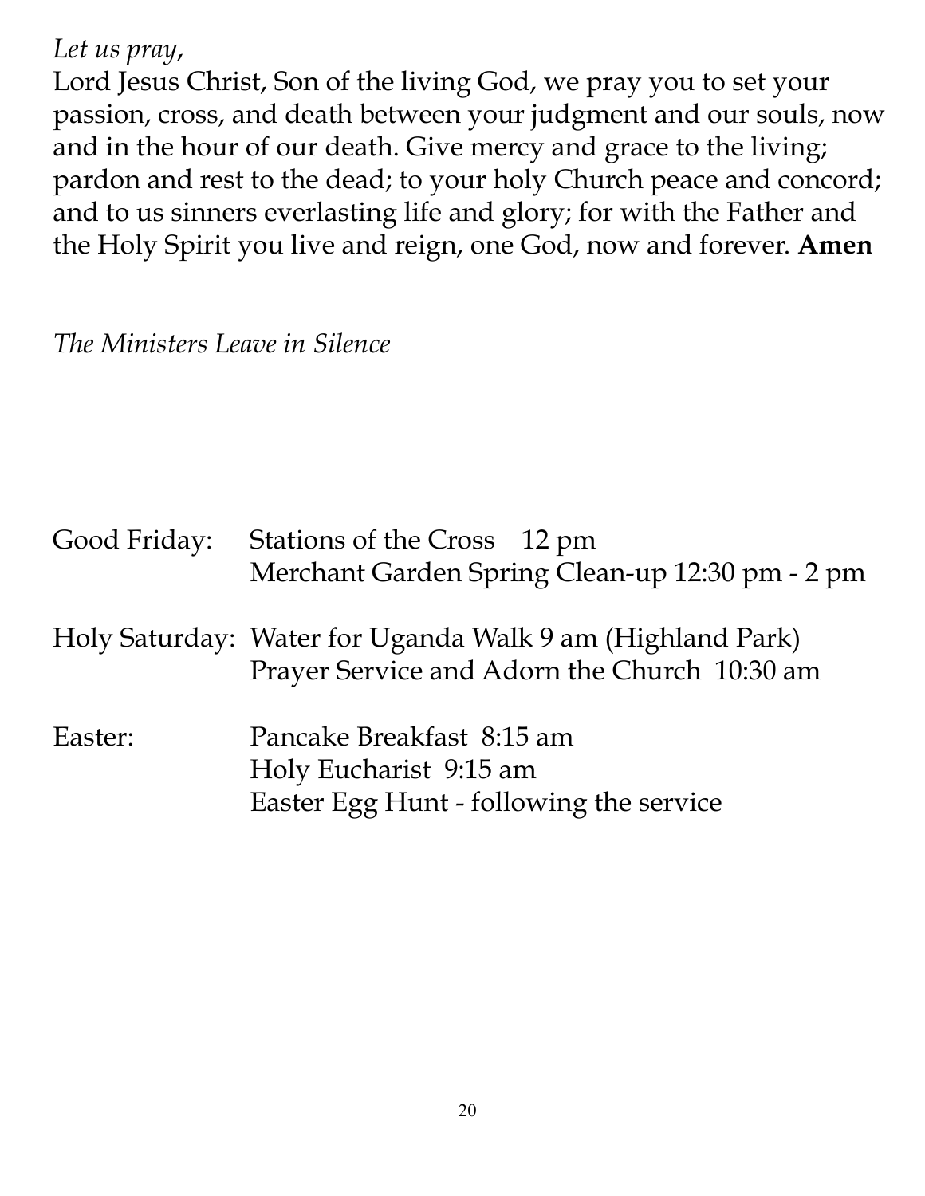*Let us pray,*

Lord Jesus Christ, Son of the living God, we pray you to set your passion, cross, and death between your judgment and our souls, now and in the hour of our death. Give mercy and grace to the living; pardon and rest to the dead; to your holy Church peace and concord; and to us sinners everlasting life and glory; for with the Father and the Holy Spirit you live and reign, one God, now and forever. **Amen**

*The Ministers Leave in Silence*

| | |
|---|---|
| Good Friday: | Stations of the Cross 12 pm |
| | Merchant Garden Spring Clean-up 12:30 pm - 2 pm |
| Holy Saturday: | Water for Uganda Walk 9 am (Highland Park) |
| | Prayer Service and Adorn the Church 10:30 am |
| Easter: | Pancake Breakfast 8:15 am |
| | Holy Eucharist 9:15 am |
| | Easter Egg Hunt - following the service |